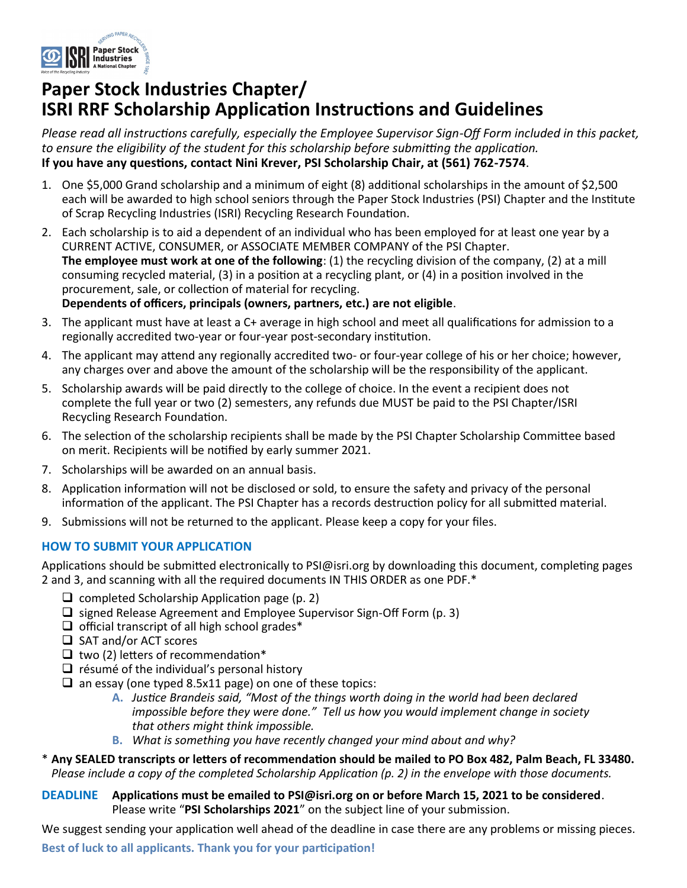# Paper Stock Industries Chapter/ ISRI RRF Scholarship Application Instructions and Guidelines

*Please read all instructions carefully, especially the Employee Supervisor Sign-Off Form included in this packet, to ensure the eligibility of the student for this scholarship before submitting the application.*
**If you have any questions, contact Nini Krever, PSI Scholarship Chair, at (561) 762-7574**.

1. One $5,000 Grand scholarship and a minimum of eight (8) additional scholarships in the amount of $2,500 each will be awarded to high school seniors through the Paper Stock Industries (PSI) Chapter and the Institute of Scrap Recycling Industries (ISRI) Recycling Research Foundation.
2. Each scholarship is to aid a dependent of an individual who has been employed for at least one year by a CURRENT ACTIVE, CONSUMER, or ASSOCIATE MEMBER COMPANY of the PSI Chapter.
   **The employee must work at one of the following**: (1) the recycling division of the company, (2) at a mill consuming recycled material, (3) in a position at a recycling plant, or (4) in a position involved in the procurement, sale, or collection of material for recycling.
   **Dependents of officers, principals (owners, partners, etc.) are not eligible**.
3. The applicant must have at least a C+ average in high school and meet all qualifications for admission to a regionally accredited two-year or four-year post-secondary institution.
4. The applicant may attend any regionally accredited two- or four-year college of his or her choice; however, any charges over and above the amount of the scholarship will be the responsibility of the applicant.
5. Scholarship awards will be paid directly to the college of choice. In the event a recipient does not complete the full year or two (2) semesters, any refunds due MUST be paid to the PSI Chapter/ISRI Recycling Research Foundation.
6. The selection of the scholarship recipients shall be made by the PSI Chapter Scholarship Committee based on merit. Recipients will be notified by early summer 2021.
7. Scholarships will be awarded on an annual basis.
8. Application information will not be disclosed or sold, to ensure the safety and privacy of the personal information of the applicant. The PSI Chapter has a records destruction policy for all submitted material.
9. Submissions will not be returned to the applicant. Please keep a copy for your files.

## HOW TO SUBMIT YOUR APPLICATION

Applications should be submitted electronically to PSI@isri.org by downloading this document, completing pages 2 and 3, and scanning with all the required documents IN THIS ORDER as one PDF.*

- ☐ completed Scholarship Application page (p. 2)
- ☐ signed Release Agreement and Employee Supervisor Sign-Off Form (p. 3)
- ☐ official transcript of all high school grades*
- ☐ SAT and/or ACT scores
- ☐ two (2) letters of recommendation*
- ☐ résumé of the individual's personal history
- ☐ an essay (one typed 8.5x11 page) on one of these topics:
  - **A.** *Justice Brandeis said, "Most of the things worth doing in the world had been declared impossible before they were done." Tell us how you would implement change in society that others might think impossible.*
  - **B.** *What is something you have recently changed your mind about and why?*

\* **Any SEALED transcripts or letters of recommendation should be mailed to PO Box 482, Palm Beach, FL 33480.** *Please include a copy of the completed Scholarship Application (p. 2) in the envelope with those documents.*

**DEADLINE** **Applications must be emailed to PSI@isri.org on or before March 15, 2021 to be considered**. Please write "**PSI Scholarships 2021**" on the subject line of your submission.

We suggest sending your application well ahead of the deadline in case there are any problems or missing pieces.

**Best of luck to all applicants. Thank you for your participation!**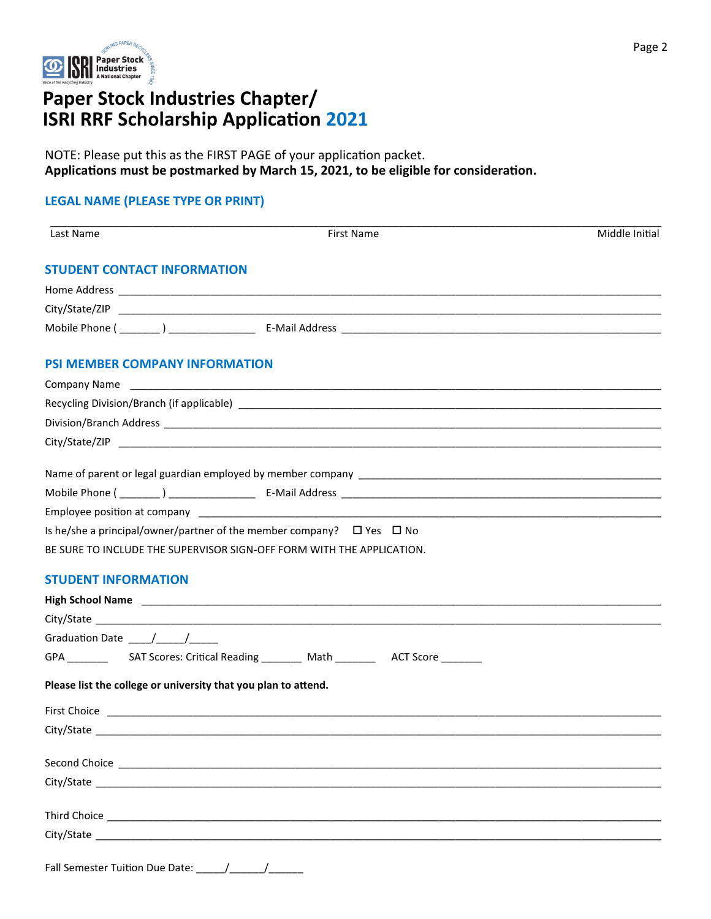# Paper Stock Industries Chapter/ ISRI RRF Scholarship Application 2021

NOTE: Please put this as the FIRST PAGE of your application packet.
**Applications must be postmarked by March 15, 2021, to be eligible for consideration.**

## LEGAL NAME (PLEASE TYPE OR PRINT)

_______________________________________________________________________________

Last Name First Name Middle Initial

## STUDENT CONTACT INFORMATION

Home Address ____________________________________________________________

City/State/ZIP ____________________________________________________________

Mobile Phone ( _______ ) _______________ E-Mail Address ______________________________

## PSI MEMBER COMPANY INFORMATION

Company Name ____________________________________________________________

Recycling Division/Branch (if applicable) ______________________________________

Division/Branch Address ____________________________________________________

City/State/ZIP ____________________________________________________________

Name of parent or legal guardian employed by member company ______________________

Mobile Phone ( _______ ) _______________ E-Mail Address ______________________________

Employee position at company ______________________________________________

Is he/she a principal/owner/partner of the member company? ☐ Yes ☐ No

BE SURE TO INCLUDE THE SUPERVISOR SIGN-OFF FORM WITH THE APPLICATION.

## STUDENT INFORMATION

**High School Name** ______________________________________________________

City/State ______________________________________________________________

Graduation Date ____/_____/_____

GPA _______ SAT Scores: Critical Reading _______ Math _______ ACT Score _______

**Please list the college or university that you plan to attend.**

First Choice ____________________________________________________________

City/State ______________________________________________________________

Second Choice ___________________________________________________________

City/State ______________________________________________________________

Third Choice ____________________________________________________________

City/State ______________________________________________________________

Fall Semester Tuition Due Date: _____/______/______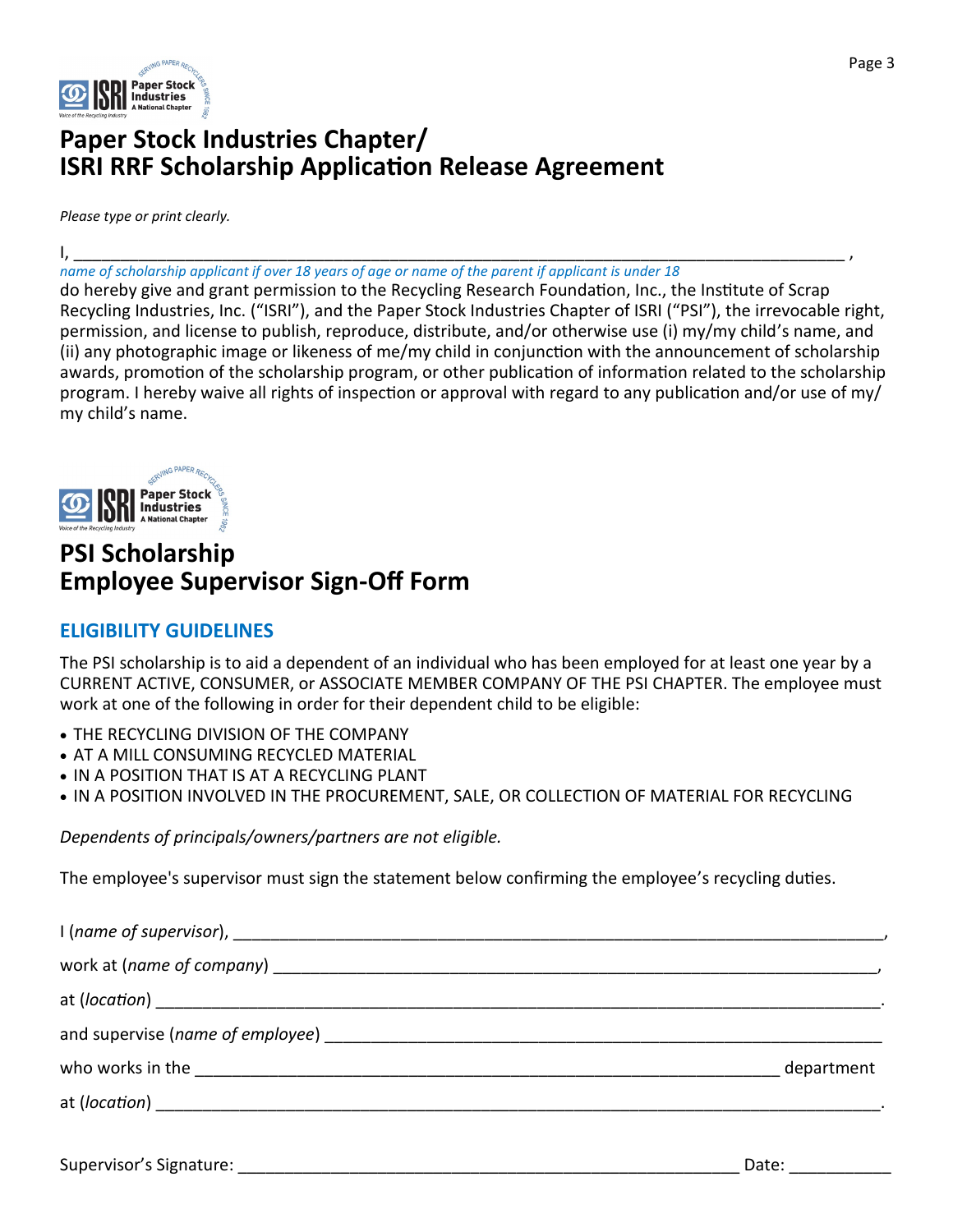# Paper Stock Industries Chapter/ ISRI RRF Scholarship Application Release Agreement

*Please type or print clearly.*

I, ______________________________________________________________________________ ,
*name of scholarship applicant if over 18 years of age or name of the parent if applicant is under 18*
do hereby give and grant permission to the Recycling Research Foundation, Inc., the Institute of Scrap Recycling Industries, Inc. ("ISRI"), and the Paper Stock Industries Chapter of ISRI ("PSI"), the irrevocable right, permission, and license to publish, reproduce, distribute, and/or otherwise use (i) my/my child's name, and (ii) any photographic image or likeness of me/my child in conjunction with the announcement of scholarship awards, promotion of the scholarship program, or other publication of information related to the scholarship program. I hereby waive all rights of inspection or approval with regard to any publication and/or use of my/ my child's name.

# PSI Scholarship Employee Supervisor Sign-Off Form

## ELIGIBILITY GUIDELINES

The PSI scholarship is to aid a dependent of an individual who has been employed for at least one year by a CURRENT ACTIVE, CONSUMER, or ASSOCIATE MEMBER COMPANY OF THE PSI CHAPTER. The employee must work at one of the following in order for their dependent child to be eligible:

- THE RECYCLING DIVISION OF THE COMPANY
- AT A MILL CONSUMING RECYCLED MATERIAL
- IN A POSITION THAT IS AT A RECYCLING PLANT
- IN A POSITION INVOLVED IN THE PROCUREMENT, SALE, OR COLLECTION OF MATERIAL FOR RECYCLING

*Dependents of principals/owners/partners are not eligible.*

The employee's supervisor must sign the statement below confirming the employee's recycling duties.

I (*name of supervisor*), ______________________________________________________________,

work at (*name of company*) ___________________________________________________________,

at (*location*) _____________________________________________________________________.

and supervise (*name of employee*) ______________________________________________________

who works in the _________________________________________________________ department

at (*location*) _____________________________________________________________________.

Supervisor's Signature: ______________________________________________ Date: ___________